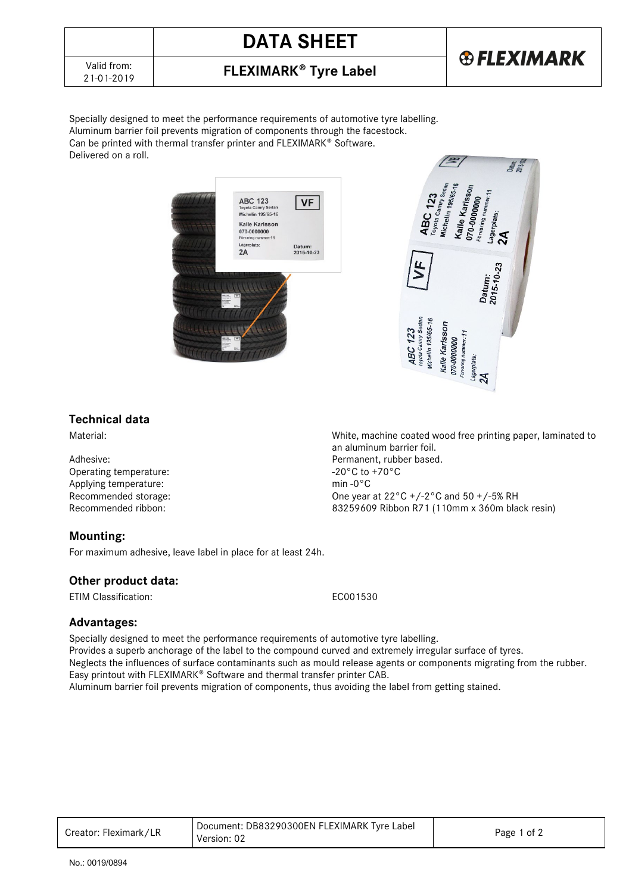# DATA SHEET

## FLEXIMARK® Tyre Label

Valid from: 21-01-2019

Specially designed to meet the performance requirements of automotive tyre labelling.
Aluminum barrier foil prevents migration of components through the facestock.
Can be printed with thermal transfer printer and FLEXIMARK® Software.
Delivered on a roll.

## Technical data

| | |
|---|---|
| Material: | White, machine coated wood free printing paper, laminated to an aluminum barrier foil. |
| Adhesive: | Permanent, rubber based. |
| Operating temperature: | -20°C to +70°C |
| Applying temperature: | min -0°C |
| Recommended storage: | One year at 22°C +/-2°C and 50 +/-5% RH |
| Recommended ribbon: | 83259609 Ribbon R71 (110mm x 360m black resin) |

## Mounting:

For maximum adhesive, leave label in place for at least 24h.

## Other product data:

| | |
|---|---|
| ETIM Classification: | EC001530 |

## Advantages:

Specially designed to meet the performance requirements of automotive tyre labelling.
Provides a superb anchorage of the label to the compound curved and extremely irregular surface of tyres.
Neglects the influences of surface contaminants such as mould release agents or components migrating from the rubber.
Easy printout with FLEXIMARK® Software and thermal transfer printer CAB.
Aluminum barrier foil prevents migration of components, thus avoiding the label from getting stained.

| Creator: Fleximark/LR | Document: DB83290300EN FLEXIMARK Tyre Label Version: 02 |
|---|---|

No.: 0019/0894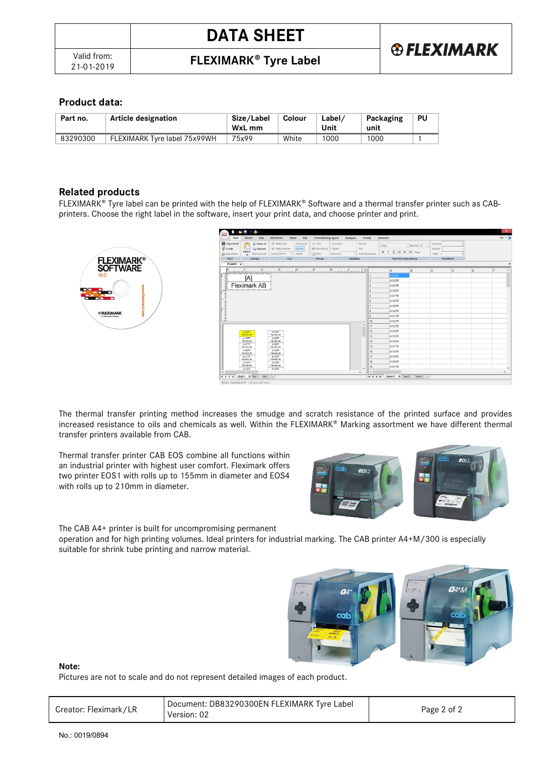# DATA SHEET

Valid from: 21-01-2019

## FLEXIMARK® Tyre Label

### Product data:

| Part no. | Article designation | Size/Label WxL mm | Colour | Label/ Unit | Packaging unit | PU |
|---|---|---|---|---|---|---|
| 83290300 | FLEXIMARK Tyre label 75x99WH | 75x99 | White | 1000 | 1000 | 1 |

### Related products

FLEXIMARK® Tyre label can be printed with the help of FLEXIMARK® Software and a thermal transfer printer such as CAB-printers. Choose the right label in the software, insert your print data, and choose printer and print.

The thermal transfer printing method increases the smudge and scratch resistance of the printed surface and provides increased resistance to oils and chemicals as well. Within the FLEXIMARK® Marking assortment we have different thermal transfer printers available from CAB.

Thermal transfer printer CAB EOS combine all functions within an industrial printer with highest user comfort. Fleximark offers two printer EOS1 with rolls up to 155mm in diameter and EOS4 with rolls up to 210mm in diameter.

The CAB A4+ printer is built for uncompromising permanent operation and for high printing volumes. Ideal printers for industrial marking. The CAB printer A4+M/300 is especially suitable for shrink tube printing and narrow material.

**Note:**
Pictures are not to scale and do not represent detailed images of each product.

| | | |
|---|---|---|
| Creator: Fleximark/LR | Document: DB83290300EN FLEXIMARK Tyre Label Version: 02 | Page 2 of 2 |

No.: 0019/0894